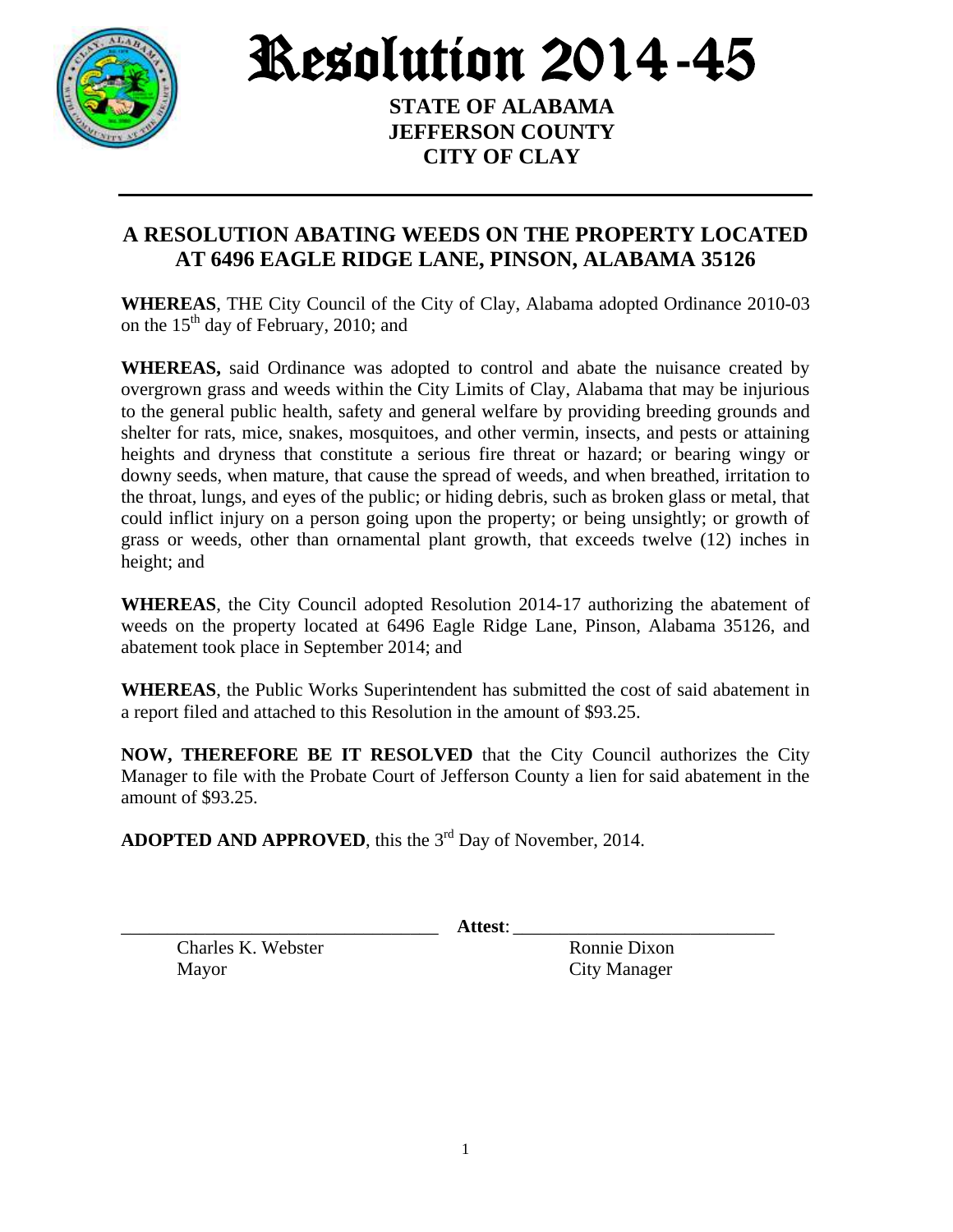# Resolution 2014-45

**STATE OF ALABAMA**
**JEFFERSON COUNTY**
**CITY OF CLAY**

---

## A RESOLUTION ABATING WEEDS ON THE PROPERTY LOCATED AT 6496 EAGLE RIDGE LANE, PINSON, ALABAMA 35126

**WHEREAS**, THE City Council of the City of Clay, Alabama adopted Ordinance 2010-03 on the 15th day of February, 2010; and

**WHEREAS,** said Ordinance was adopted to control and abate the nuisance created by overgrown grass and weeds within the City Limits of Clay, Alabama that may be injurious to the general public health, safety and general welfare by providing breeding grounds and shelter for rats, mice, snakes, mosquitoes, and other vermin, insects, and pests or attaining heights and dryness that constitute a serious fire threat or hazard; or bearing wingy or downy seeds, when mature, that cause the spread of weeds, and when breathed, irritation to the throat, lungs, and eyes of the public; or hiding debris, such as broken glass or metal, that could inflict injury on a person going upon the property; or being unsightly; or growth of grass or weeds, other than ornamental plant growth, that exceeds twelve (12) inches in height; and

**WHEREAS**, the City Council adopted Resolution 2014-17 authorizing the abatement of weeds on the property located at 6496 Eagle Ridge Lane, Pinson, Alabama 35126, and abatement took place in September 2014; and

**WHEREAS**, the Public Works Superintendent has submitted the cost of said abatement in a report filed and attached to this Resolution in the amount of $93.25.

**NOW, THEREFORE BE IT RESOLVED** that the City Council authorizes the City Manager to file with the Probate Court of Jefferson County a lien for said abatement in the amount of $93.25.

**ADOPTED AND APPROVED**, this the 3rd Day of November, 2014.

\_\_\_\_\_\_\_\_\_\_\_\_\_\_\_\_\_\_\_\_\_\_\_\_\_\_\_\_\_\_\_\_ **Attest**: \_\_\_\_\_\_\_\_\_\_\_\_\_\_\_\_\_\_\_\_\_\_\_\_\_\_\_\_

Charles K. Webster — Mayor

Ronnie Dixon — City Manager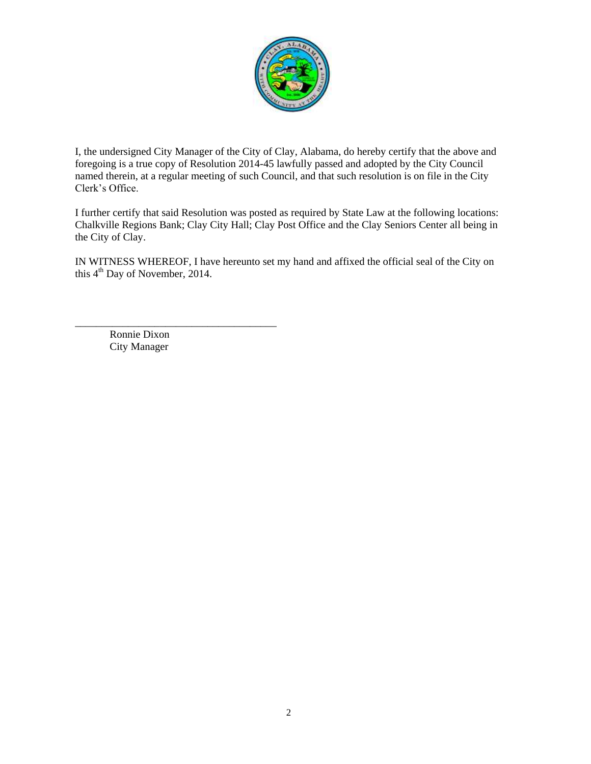I, the undersigned City Manager of the City of Clay, Alabama, do hereby certify that the above and foregoing is a true copy of Resolution 2014-45 lawfully passed and adopted by the City Council named therein, at a regular meeting of such Council, and that such resolution is on file in the City Clerk's Office.

I further certify that said Resolution was posted as required by State Law at the following locations: Chalkville Regions Bank; Clay City Hall; Clay Post Office and the Clay Seniors Center all being in the City of Clay.

IN WITNESS WHEREOF, I have hereunto set my hand and affixed the official seal of the City on this 4th Day of November, 2014.

\_\_\_\_\_\_\_\_\_\_\_\_\_\_\_\_\_\_\_\_\_\_\_\_\_\_\_\_\_\_\_\_\_\_\_\_\_\_\_\_

Ronnie Dixon
City Manager